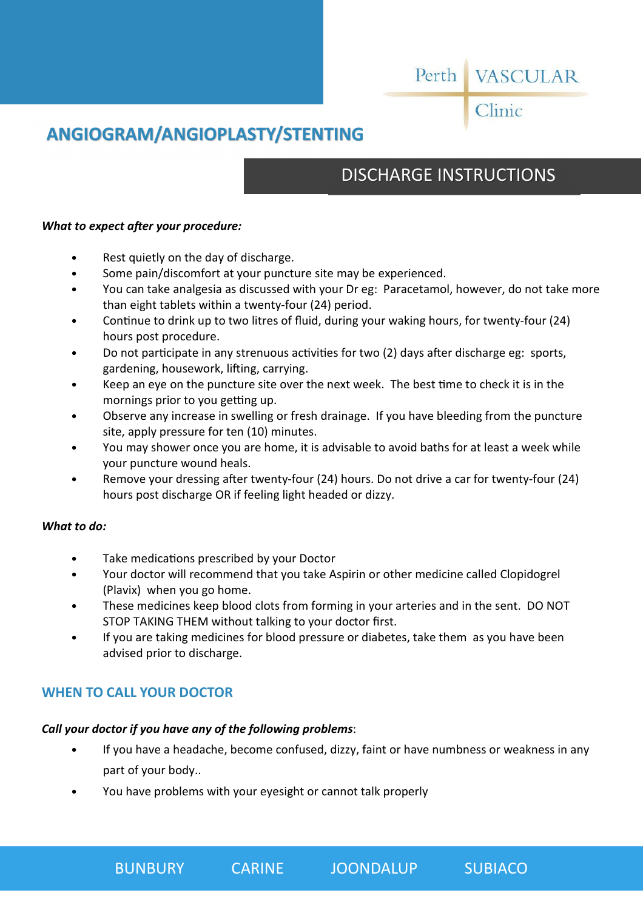Perth VASCULAR Clinic

# ANGIOGRAM/ANGIOPLASTY/STENTING

## DISCHARGE INSTRUCTIONS

***What to expect after your procedure:***

- Rest quietly on the day of discharge.
- Some pain/discomfort at your puncture site may be experienced.
- You can take analgesia as discussed with your Dr eg: Paracetamol, however, do not take more than eight tablets within a twenty-four (24) period.
- Continue to drink up to two litres of fluid, during your waking hours, for twenty-four (24) hours post procedure.
- Do not participate in any strenuous activities for two (2) days after discharge eg: sports, gardening, housework, lifting, carrying.
- Keep an eye on the puncture site over the next week. The best time to check it is in the mornings prior to you getting up.
- Observe any increase in swelling or fresh drainage. If you have bleeding from the puncture site, apply pressure for ten (10) minutes.
- You may shower once you are home, it is advisable to avoid baths for at least a week while your puncture wound heals.
- Remove your dressing after twenty-four (24) hours. Do not drive a car for twenty-four (24) hours post discharge OR if feeling light headed or dizzy.

***What to do:***

- Take medications prescribed by your Doctor
- Your doctor will recommend that you take Aspirin or other medicine called Clopidogrel (Plavix) when you go home.
- These medicines keep blood clots from forming in your arteries and in the sent. DO NOT STOP TAKING THEM without talking to your doctor first.
- If you are taking medicines for blood pressure or diabetes, take them as you have been advised prior to discharge.

## WHEN TO CALL YOUR DOCTOR

***Call your doctor if you have any of the following problems***:

- If you have a headache, become confused, dizzy, faint or have numbness or weakness in any part of your body..
- You have problems with your eyesight or cannot talk properly

BUNBURY CARINE JOONDALUP SUBIACO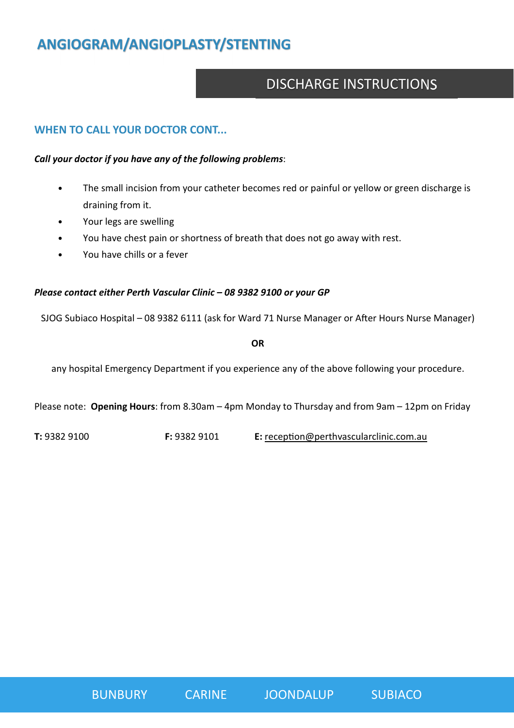# ANGIOGRAM/ANGIOPLASTY/STENTING

## DISCHARGE INSTRUCTIONS

### WHEN TO CALL YOUR DOCTOR CONT...

***Call your doctor if you have any of the following problems***:

- The small incision from your catheter becomes red or painful or yellow or green discharge is draining from it.
- Your legs are swelling
- You have chest pain or shortness of breath that does not go away with rest.
- You have chills or a fever

***Please contact either Perth Vascular Clinic – 08 9382 9100 or your GP***

SJOG Subiaco Hospital – 08 9382 6111 (ask for Ward 71 Nurse Manager or After Hours Nurse Manager)

**OR**

any hospital Emergency Department if you experience any of the above following your procedure.

Please note: **Opening Hours**: from 8.30am – 4pm Monday to Thursday and from 9am – 12pm on Friday

**T:** 9382 9100 **F:** 9382 9101 **E:** reception@perthvascularclinic.com.au

BUNBURY CARINE JOONDALUP SUBIACO